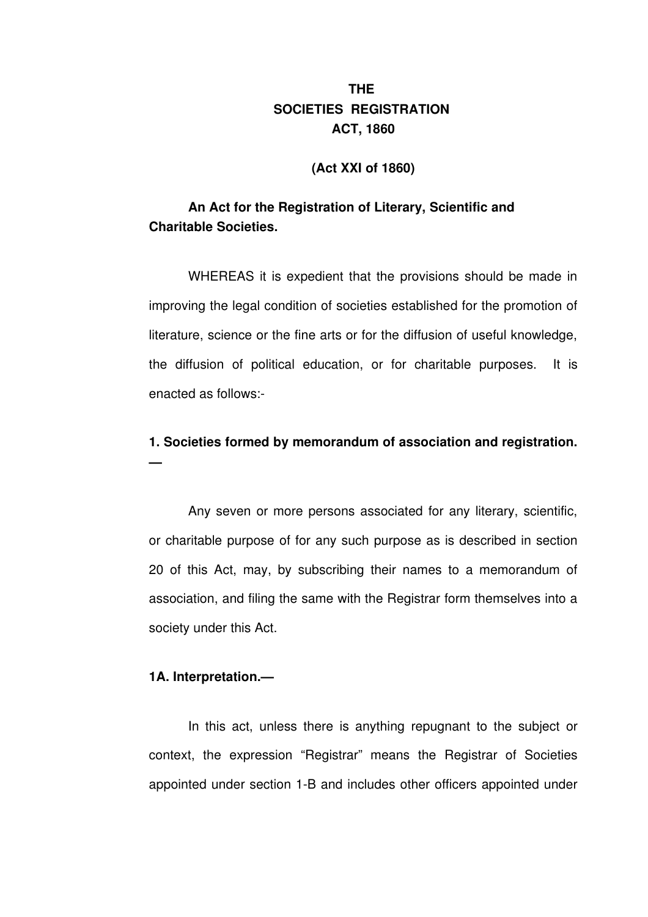# THE SOCIETIES REGISTRATION ACT, 1860

**(Act XXI of 1860)**

**An Act for the Registration of Literary, Scientific and Charitable Societies.**

WHEREAS it is expedient that the provisions should be made in improving the legal condition of societies established for the promotion of literature, science or the fine arts or for the diffusion of useful knowledge, the diffusion of political education, or for charitable purposes. It is enacted as follows:-

**1. Societies formed by memorandum of association and registration. —**

Any seven or more persons associated for any literary, scientific, or charitable purpose of for any such purpose as is described in section 20 of this Act, may, by subscribing their names to a memorandum of association, and filing the same with the Registrar form themselves into a society under this Act.

**1A. Interpretation.—**

In this act, unless there is anything repugnant to the subject or context, the expression "Registrar" means the Registrar of Societies appointed under section 1-B and includes other officers appointed under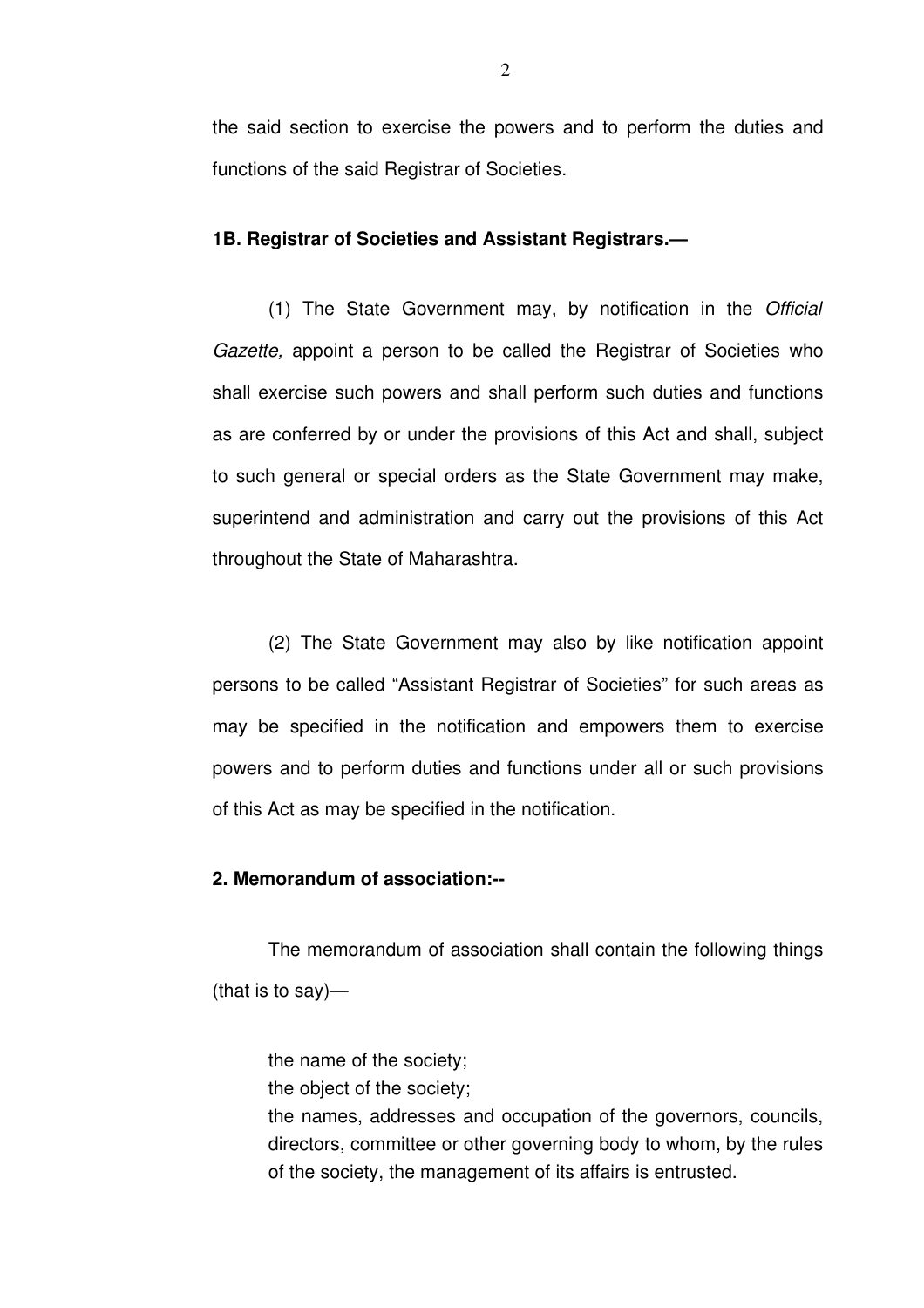the said section to exercise the powers and to perform the duties and functions of the said Registrar of Societies.

**1B. Registrar of Societies and Assistant Registrars.—**

(1) The State Government may, by notification in the *Official Gazette,* appoint a person to be called the Registrar of Societies who shall exercise such powers and shall perform such duties and functions as are conferred by or under the provisions of this Act and shall, subject to such general or special orders as the State Government may make, superintend and administration and carry out the provisions of this Act throughout the State of Maharashtra.

(2) The State Government may also by like notification appoint persons to be called "Assistant Registrar of Societies" for such areas as may be specified in the notification and empowers them to exercise powers and to perform duties and functions under all or such provisions of this Act as may be specified in the notification.

**2. Memorandum of association:--**

The memorandum of association shall contain the following things (that is to say)—

the name of the society;
the object of the society;
the names, addresses and occupation of the governors, councils, directors, committee or other governing body to whom, by the rules of the society, the management of its affairs is entrusted.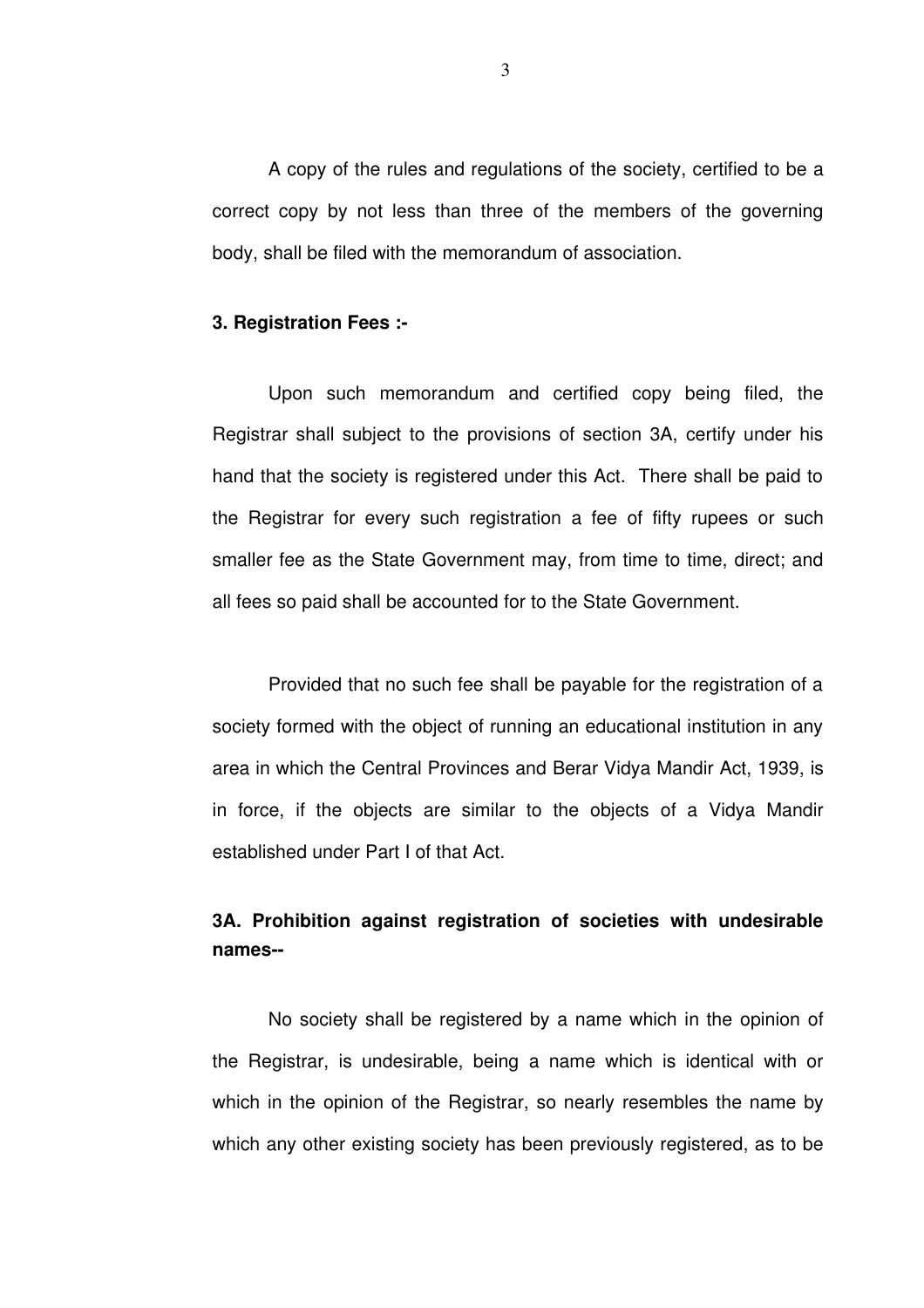A copy of the rules and regulations of the society, certified to be a correct copy by not less than three of the members of the governing body, shall be filed with the memorandum of association.

**3. Registration Fees :-**

Upon such memorandum and certified copy being filed, the Registrar shall subject to the provisions of section 3A, certify under his hand that the society is registered under this Act. There shall be paid to the Registrar for every such registration a fee of fifty rupees or such smaller fee as the State Government may, from time to time, direct; and all fees so paid shall be accounted for to the State Government.

Provided that no such fee shall be payable for the registration of a society formed with the object of running an educational institution in any area in which the Central Provinces and Berar Vidya Mandir Act, 1939, is in force, if the objects are similar to the objects of a Vidya Mandir established under Part I of that Act.

**3A. Prohibition against registration of societies with undesirable names--**

No society shall be registered by a name which in the opinion of the Registrar, is undesirable, being a name which is identical with or which in the opinion of the Registrar, so nearly resembles the name by which any other existing society has been previously registered, as to be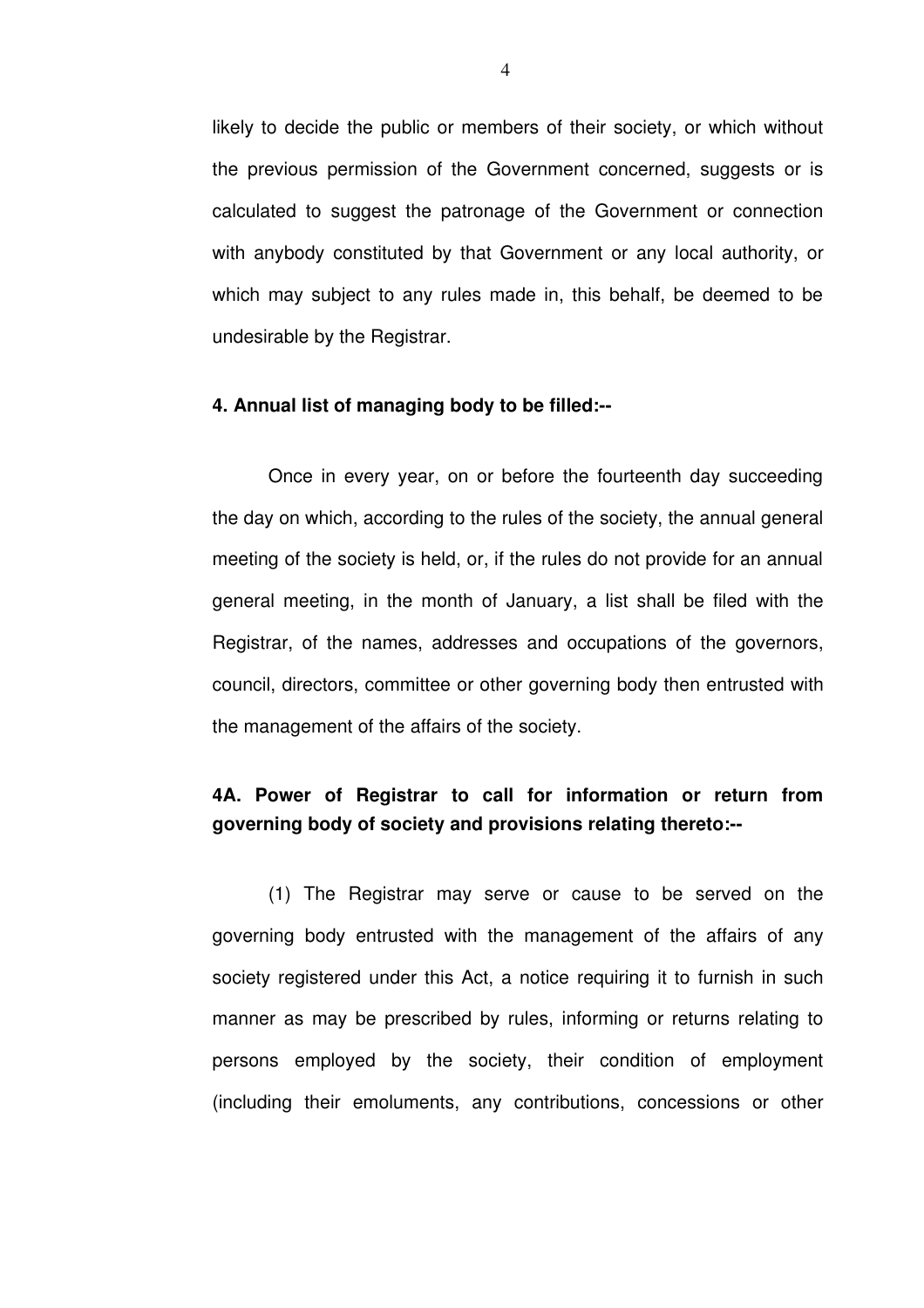likely to decide the public or members of their society, or which without the previous permission of the Government concerned, suggests or is calculated to suggest the patronage of the Government or connection with anybody constituted by that Government or any local authority, or which may subject to any rules made in, this behalf, be deemed to be undesirable by the Registrar.

**4. Annual list of managing body to be filled:--**

Once in every year, on or before the fourteenth day succeeding the day on which, according to the rules of the society, the annual general meeting of the society is held, or, if the rules do not provide for an annual general meeting, in the month of January, a list shall be filed with the Registrar, of the names, addresses and occupations of the governors, council, directors, committee or other governing body then entrusted with the management of the affairs of the society.

**4A. Power of Registrar to call for information or return from governing body of society and provisions relating thereto:--**

(1) The Registrar may serve or cause to be served on the governing body entrusted with the management of the affairs of any society registered under this Act, a notice requiring it to furnish in such manner as may be prescribed by rules, informing or returns relating to persons employed by the society, their condition of employment (including their emoluments, any contributions, concessions or other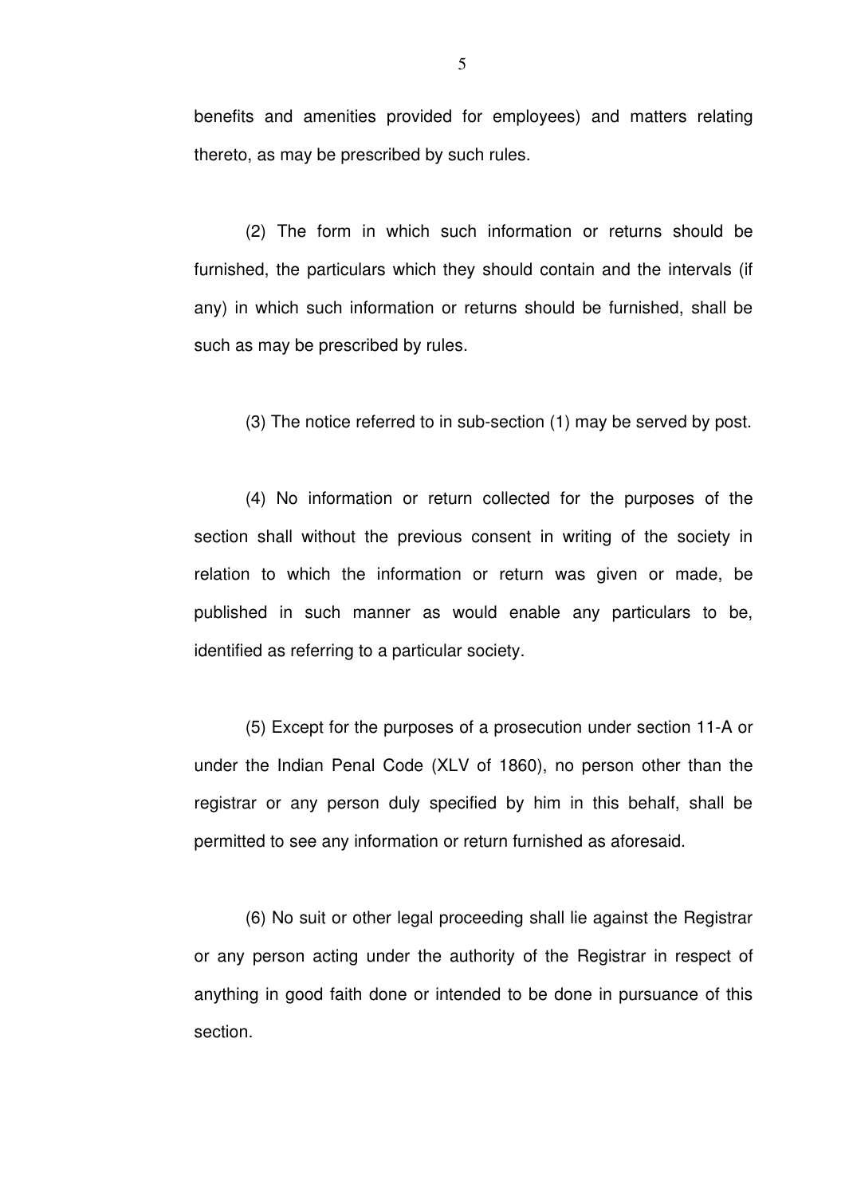benefits and amenities provided for employees) and matters relating thereto, as may be prescribed by such rules.

(2) The form in which such information or returns should be furnished, the particulars which they should contain and the intervals (if any) in which such information or returns should be furnished, shall be such as may be prescribed by rules.

(3) The notice referred to in sub-section (1) may be served by post.

(4) No information or return collected for the purposes of the section shall without the previous consent in writing of the society in relation to which the information or return was given or made, be published in such manner as would enable any particulars to be, identified as referring to a particular society.

(5) Except for the purposes of a prosecution under section 11-A or under the Indian Penal Code (XLV of 1860), no person other than the registrar or any person duly specified by him in this behalf, shall be permitted to see any information or return furnished as aforesaid.

(6) No suit or other legal proceeding shall lie against the Registrar or any person acting under the authority of the Registrar in respect of anything in good faith done or intended to be done in pursuance of this section.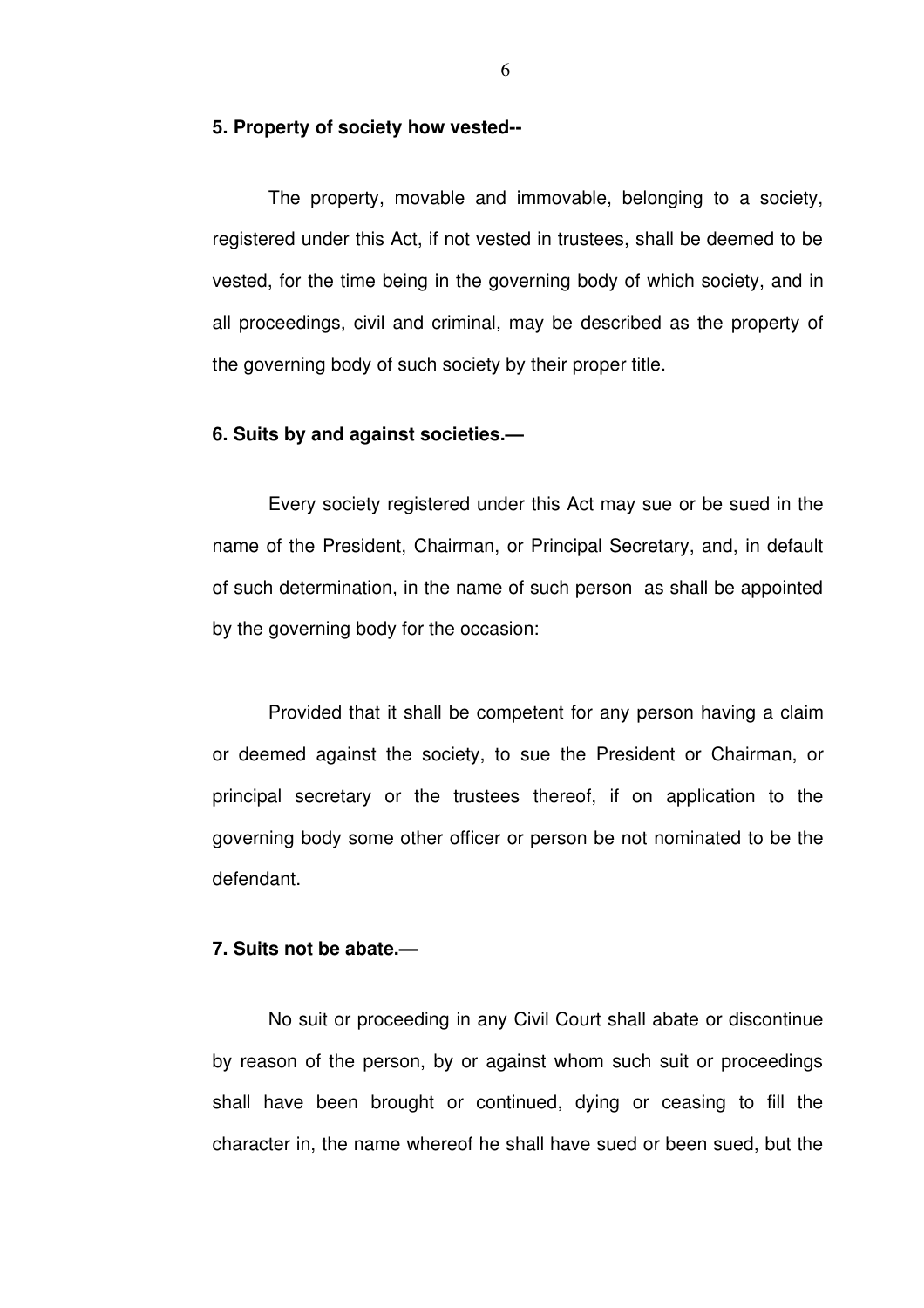**5. Property of society how vested--**

The property, movable and immovable, belonging to a society, registered under this Act, if not vested in trustees, shall be deemed to be vested, for the time being in the governing body of which society, and in all proceedings, civil and criminal, may be described as the property of the governing body of such society by their proper title.

**6. Suits by and against societies.—**

Every society registered under this Act may sue or be sued in the name of the President, Chairman, or Principal Secretary, and, in default of such determination, in the name of such person as shall be appointed by the governing body for the occasion:

Provided that it shall be competent for any person having a claim or deemed against the society, to sue the President or Chairman, or principal secretary or the trustees thereof, if on application to the governing body some other officer or person be not nominated to be the defendant.

**7. Suits not be abate.—**

No suit or proceeding in any Civil Court shall abate or discontinue by reason of the person, by or against whom such suit or proceedings shall have been brought or continued, dying or ceasing to fill the character in, the name whereof he shall have sued or been sued, but the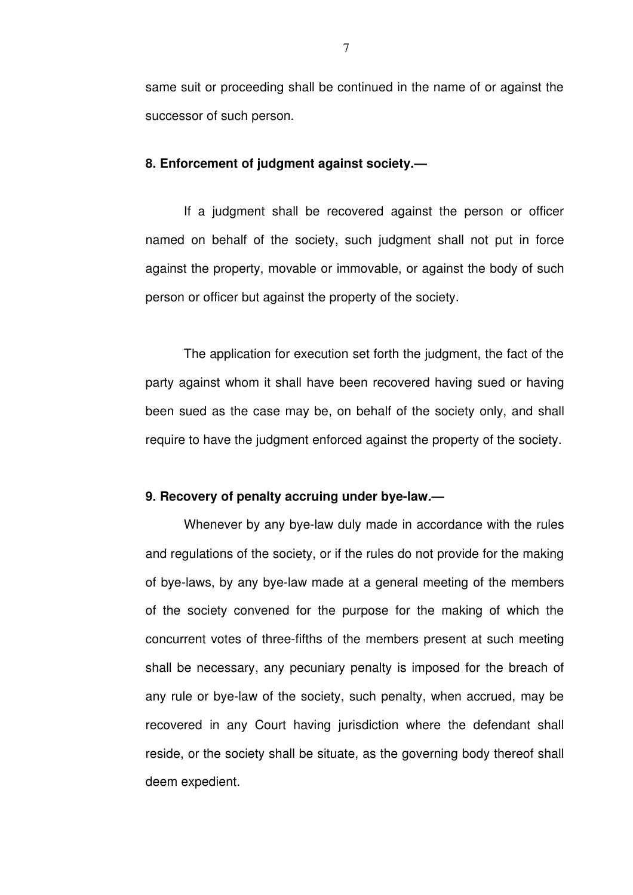same suit or proceeding shall be continued in the name of or against the successor of such person.

**8. Enforcement of judgment against society.—**

If a judgment shall be recovered against the person or officer named on behalf of the society, such judgment shall not put in force against the property, movable or immovable, or against the body of such person or officer but against the property of the society.

The application for execution set forth the judgment, the fact of the party against whom it shall have been recovered having sued or having been sued as the case may be, on behalf of the society only, and shall require to have the judgment enforced against the property of the society.

**9. Recovery of penalty accruing under bye-law.—**

Whenever by any bye-law duly made in accordance with the rules and regulations of the society, or if the rules do not provide for the making of bye-laws, by any bye-law made at a general meeting of the members of the society convened for the purpose for the making of which the concurrent votes of three-fifths of the members present at such meeting shall be necessary, any pecuniary penalty is imposed for the breach of any rule or bye-law of the society, such penalty, when accrued, may be recovered in any Court having jurisdiction where the defendant shall reside, or the society shall be situate, as the governing body thereof shall deem expedient.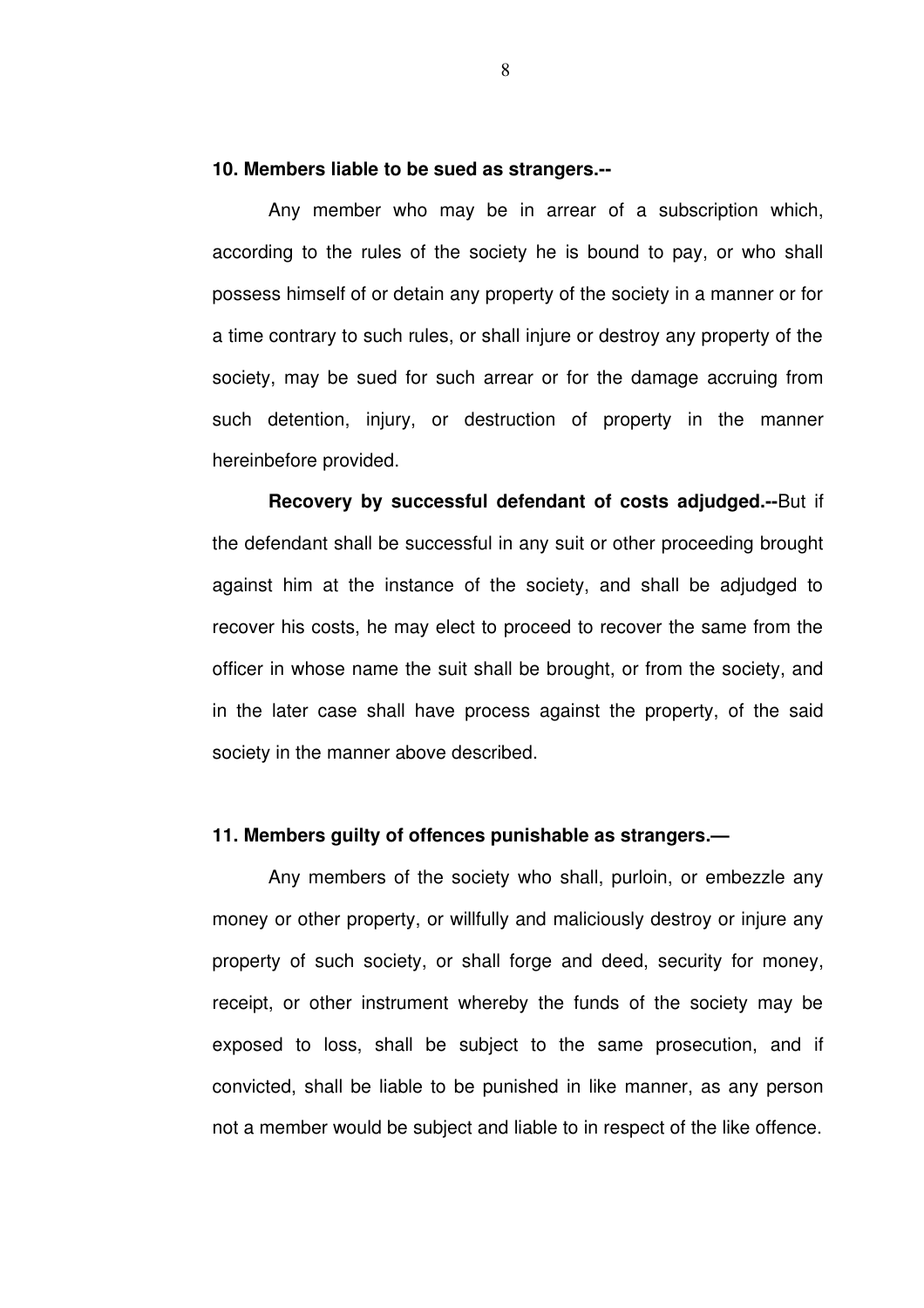**10. Members liable to be sued as strangers.--**

Any member who may be in arrear of a subscription which, according to the rules of the society he is bound to pay, or who shall possess himself of or detain any property of the society in a manner or for a time contrary to such rules, or shall injure or destroy any property of the society, may be sued for such arrear or for the damage accruing from such detention, injury, or destruction of property in the manner hereinbefore provided.

**Recovery by successful defendant of costs adjudged.--**But if the defendant shall be successful in any suit or other proceeding brought against him at the instance of the society, and shall be adjudged to recover his costs, he may elect to proceed to recover the same from the officer in whose name the suit shall be brought, or from the society, and in the later case shall have process against the property, of the said society in the manner above described.

**11. Members guilty of offences punishable as strangers.—**

Any members of the society who shall, purloin, or embezzle any money or other property, or willfully and maliciously destroy or injure any property of such society, or shall forge and deed, security for money, receipt, or other instrument whereby the funds of the society may be exposed to loss, shall be subject to the same prosecution, and if convicted, shall be liable to be punished in like manner, as any person not a member would be subject and liable to in respect of the like offence.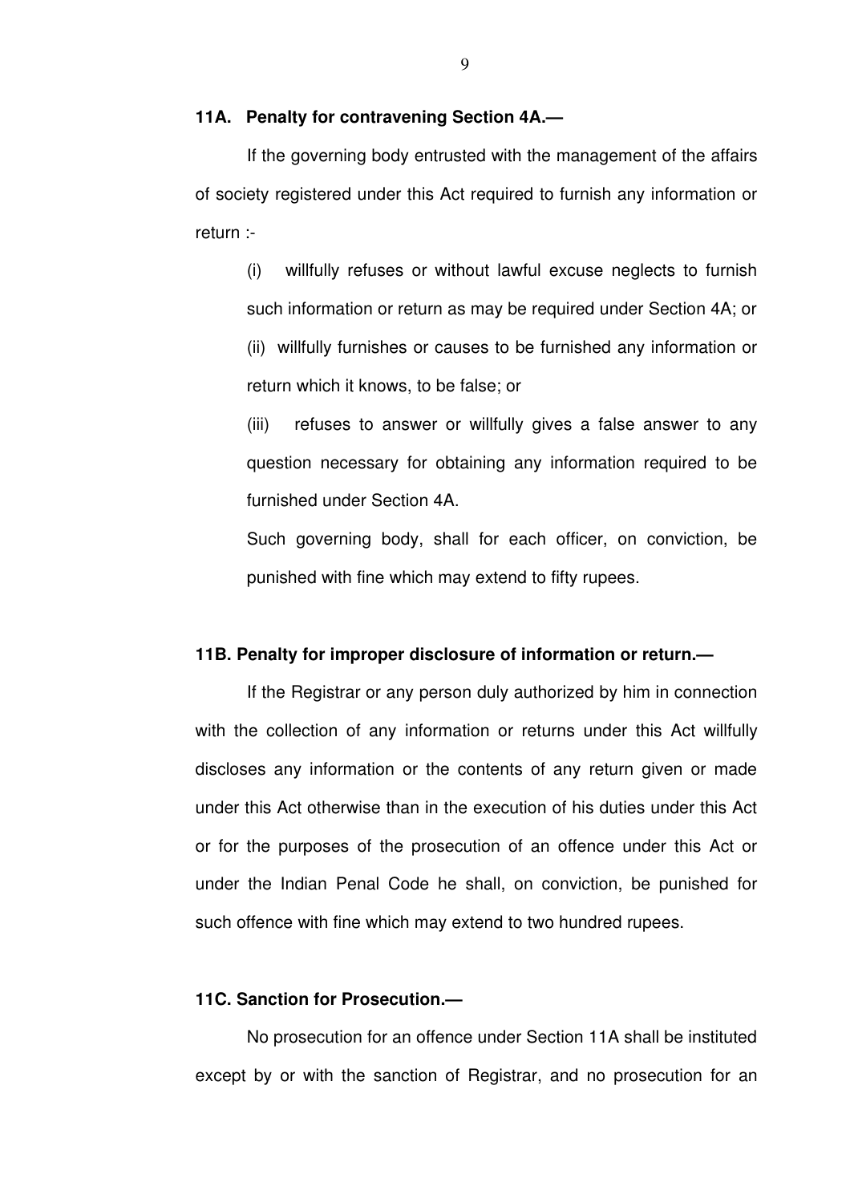**11A. Penalty for contravening Section 4A.—**

If the governing body entrusted with the management of the affairs of society registered under this Act required to furnish any information or return :-

(i) willfully refuses or without lawful excuse neglects to furnish such information or return as may be required under Section 4A; or

(ii) willfully furnishes or causes to be furnished any information or return which it knows, to be false; or

(iii) refuses to answer or willfully gives a false answer to any question necessary for obtaining any information required to be furnished under Section 4A.

Such governing body, shall for each officer, on conviction, be punished with fine which may extend to fifty rupees.

**11B. Penalty for improper disclosure of information or return.—**

If the Registrar or any person duly authorized by him in connection with the collection of any information or returns under this Act willfully discloses any information or the contents of any return given or made under this Act otherwise than in the execution of his duties under this Act or for the purposes of the prosecution of an offence under this Act or under the Indian Penal Code he shall, on conviction, be punished for such offence with fine which may extend to two hundred rupees.

**11C. Sanction for Prosecution.—**

No prosecution for an offence under Section 11A shall be instituted except by or with the sanction of Registrar, and no prosecution for an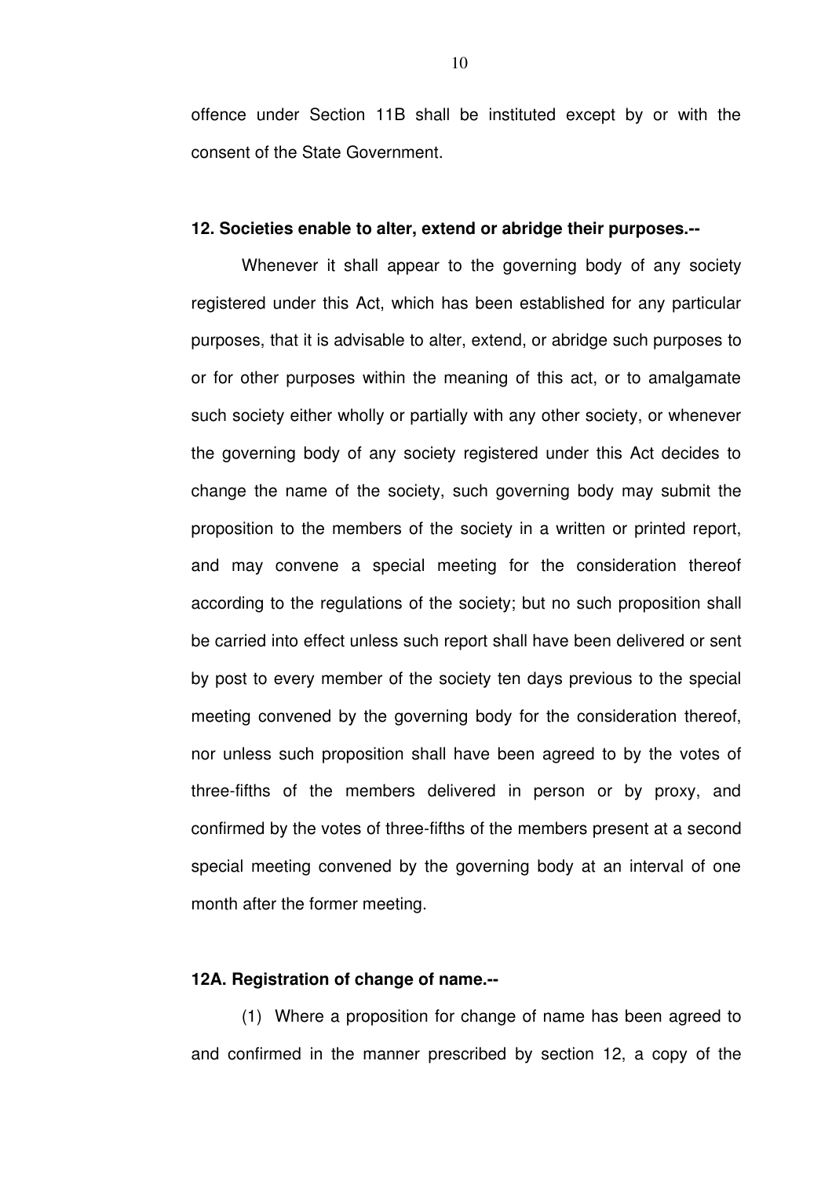offence under Section 11B shall be instituted except by or with the consent of the State Government.

**12. Societies enable to alter, extend or abridge their purposes.--**

Whenever it shall appear to the governing body of any society registered under this Act, which has been established for any particular purposes, that it is advisable to alter, extend, or abridge such purposes to or for other purposes within the meaning of this act, or to amalgamate such society either wholly or partially with any other society, or whenever the governing body of any society registered under this Act decides to change the name of the society, such governing body may submit the proposition to the members of the society in a written or printed report, and may convene a special meeting for the consideration thereof according to the regulations of the society; but no such proposition shall be carried into effect unless such report shall have been delivered or sent by post to every member of the society ten days previous to the special meeting convened by the governing body for the consideration thereof, nor unless such proposition shall have been agreed to by the votes of three-fifths of the members delivered in person or by proxy, and confirmed by the votes of three-fifths of the members present at a second special meeting convened by the governing body at an interval of one month after the former meeting.

**12A. Registration of change of name.--**

(1) Where a proposition for change of name has been agreed to and confirmed in the manner prescribed by section 12, a copy of the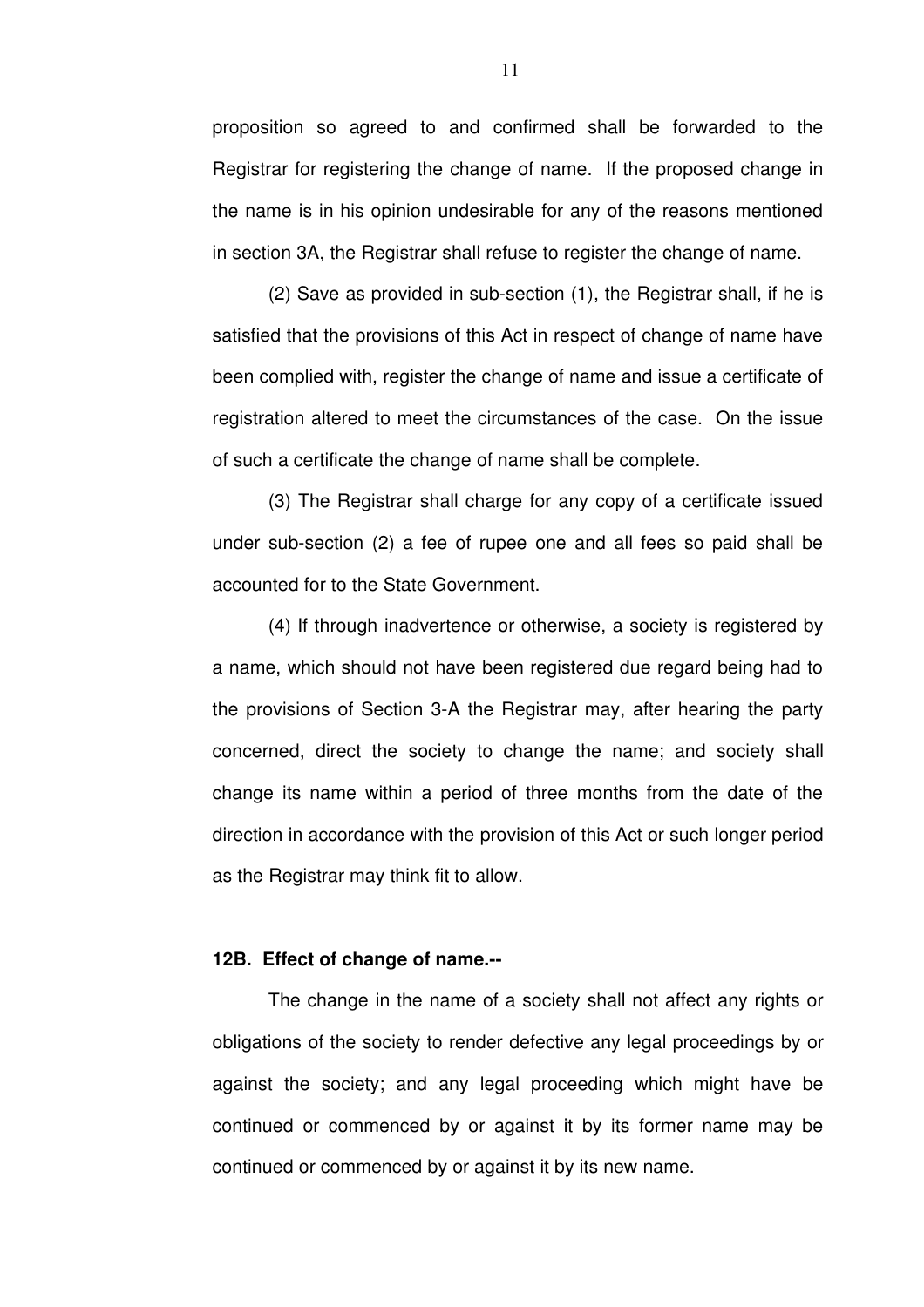proposition so agreed to and confirmed shall be forwarded to the Registrar for registering the change of name. If the proposed change in the name is in his opinion undesirable for any of the reasons mentioned in section 3A, the Registrar shall refuse to register the change of name.

(2) Save as provided in sub-section (1), the Registrar shall, if he is satisfied that the provisions of this Act in respect of change of name have been complied with, register the change of name and issue a certificate of registration altered to meet the circumstances of the case. On the issue of such a certificate the change of name shall be complete.

(3) The Registrar shall charge for any copy of a certificate issued under sub-section (2) a fee of rupee one and all fees so paid shall be accounted for to the State Government.

(4) If through inadvertence or otherwise, a society is registered by a name, which should not have been registered due regard being had to the provisions of Section 3-A the Registrar may, after hearing the party concerned, direct the society to change the name; and society shall change its name within a period of three months from the date of the direction in accordance with the provision of this Act or such longer period as the Registrar may think fit to allow.

**12B. Effect of change of name.--**

The change in the name of a society shall not affect any rights or obligations of the society to render defective any legal proceedings by or against the society; and any legal proceeding which might have be continued or commenced by or against it by its former name may be continued or commenced by or against it by its new name.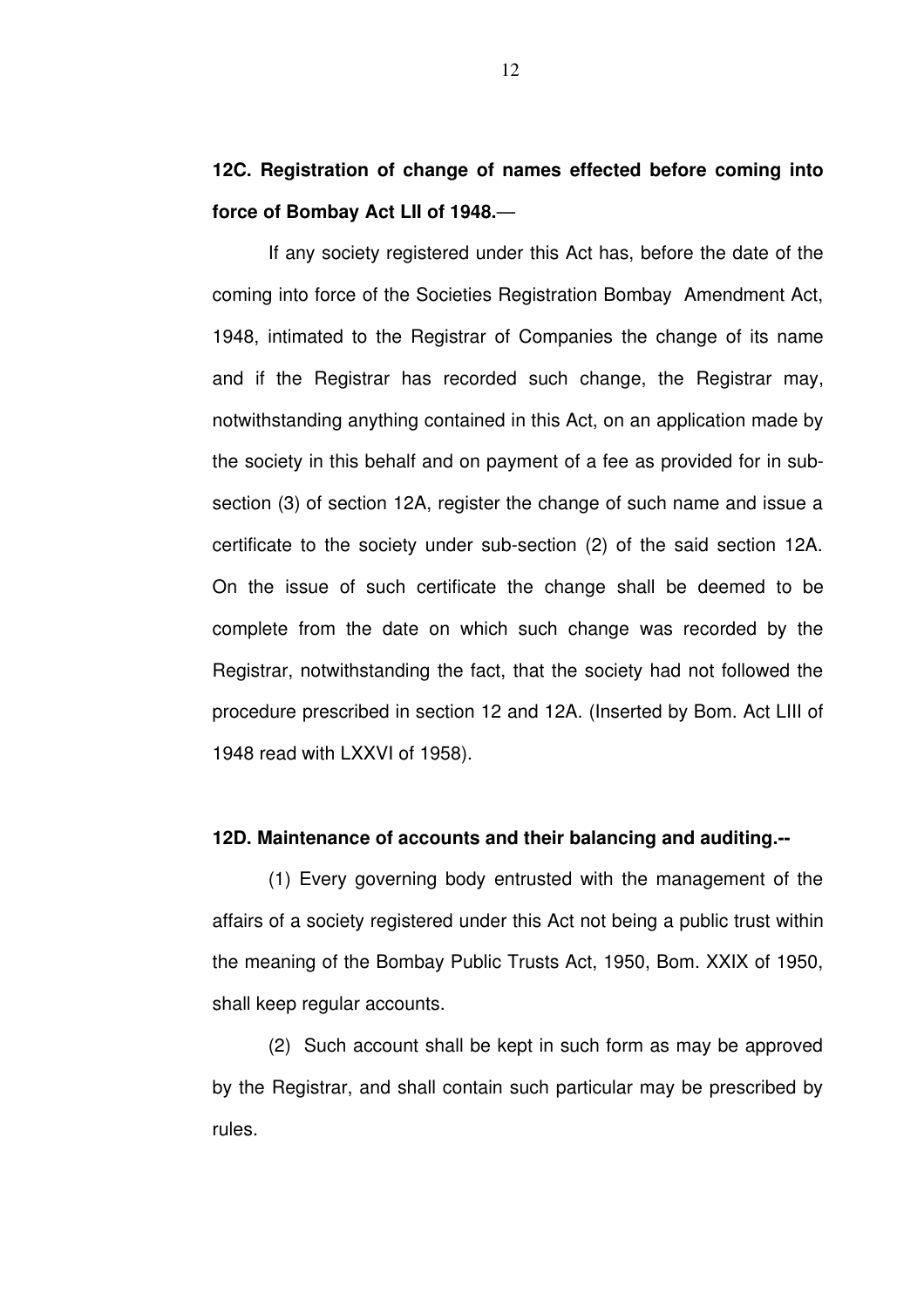**12C. Registration of change of names effected before coming into force of Bombay Act LII of 1948.**—

If any society registered under this Act has, before the date of the coming into force of the Societies Registration Bombay Amendment Act, 1948, intimated to the Registrar of Companies the change of its name and if the Registrar has recorded such change, the Registrar may, notwithstanding anything contained in this Act, on an application made by the society in this behalf and on payment of a fee as provided for in sub-section (3) of section 12A, register the change of such name and issue a certificate to the society under sub-section (2) of the said section 12A. On the issue of such certificate the change shall be deemed to be complete from the date on which such change was recorded by the Registrar, notwithstanding the fact, that the society had not followed the procedure prescribed in section 12 and 12A. (Inserted by Bom. Act LIII of 1948 read with LXXVI of 1958).

**12D. Maintenance of accounts and their balancing and auditing.--**

(1) Every governing body entrusted with the management of the affairs of a society registered under this Act not being a public trust within the meaning of the Bombay Public Trusts Act, 1950, Bom. XXIX of 1950, shall keep regular accounts.

(2) Such account shall be kept in such form as may be approved by the Registrar, and shall contain such particular may be prescribed by rules.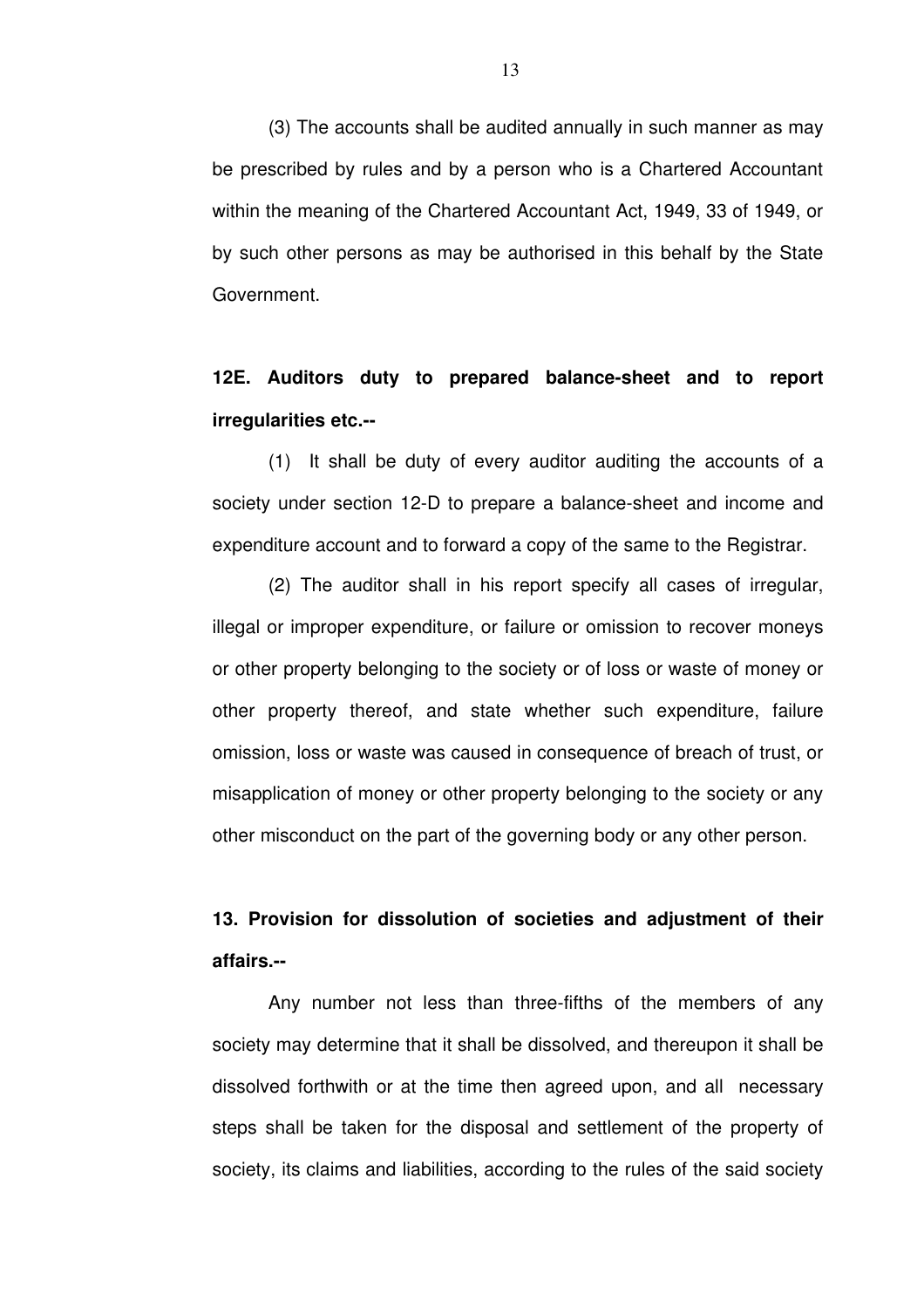(3) The accounts shall be audited annually in such manner as may be prescribed by rules and by a person who is a Chartered Accountant within the meaning of the Chartered Accountant Act, 1949, 33 of 1949, or by such other persons as may be authorised in this behalf by the State Government.

**12E. Auditors duty to prepared balance-sheet and to report irregularities etc.--**

(1) It shall be duty of every auditor auditing the accounts of a society under section 12-D to prepare a balance-sheet and income and expenditure account and to forward a copy of the same to the Registrar.

(2) The auditor shall in his report specify all cases of irregular, illegal or improper expenditure, or failure or omission to recover moneys or other property belonging to the society or of loss or waste of money or other property thereof, and state whether such expenditure, failure omission, loss or waste was caused in consequence of breach of trust, or misapplication of money or other property belonging to the society or any other misconduct on the part of the governing body or any other person.

**13. Provision for dissolution of societies and adjustment of their affairs.--**

Any number not less than three-fifths of the members of any society may determine that it shall be dissolved, and thereupon it shall be dissolved forthwith or at the time then agreed upon, and all necessary steps shall be taken for the disposal and settlement of the property of society, its claims and liabilities, according to the rules of the said society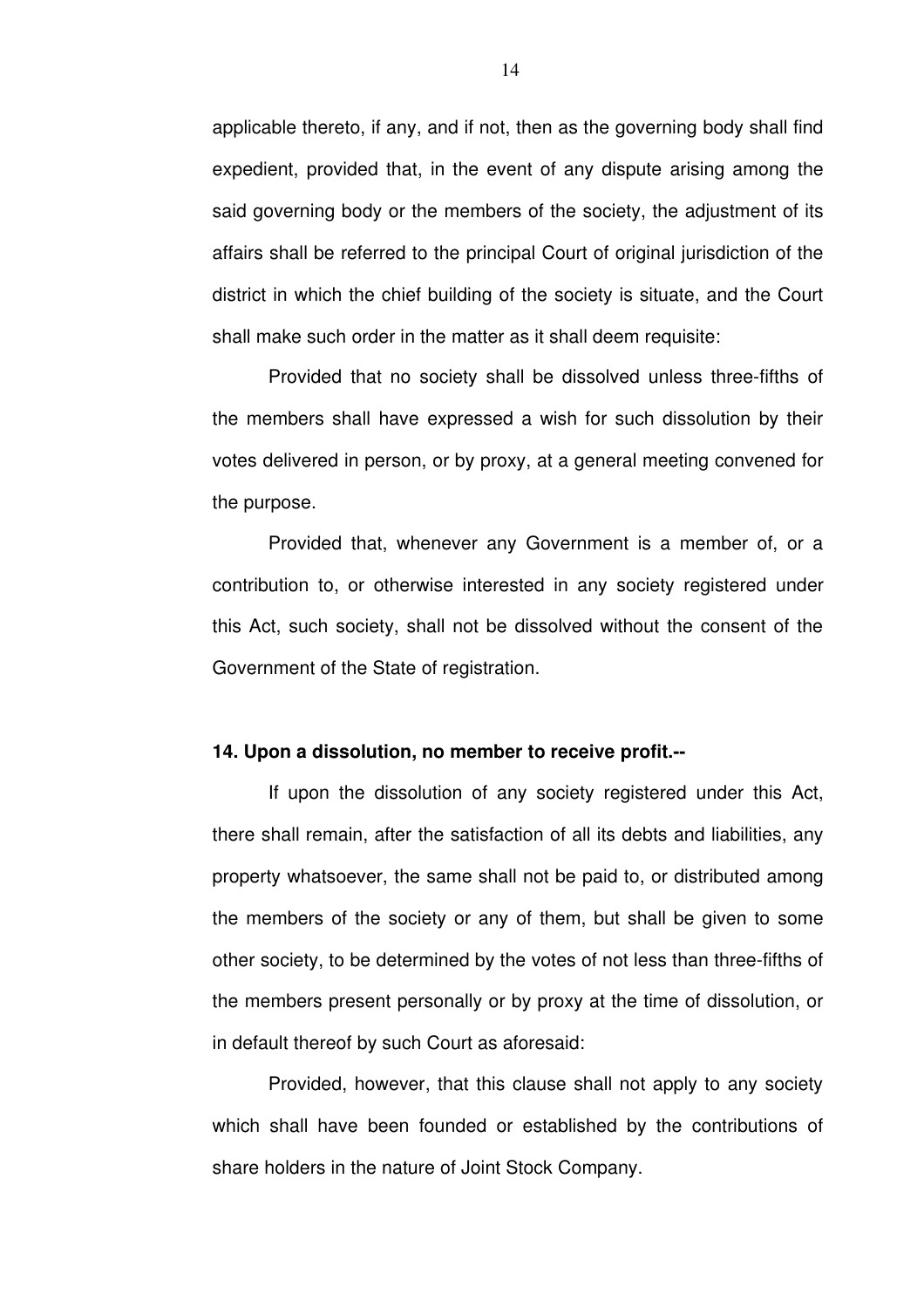applicable thereto, if any, and if not, then as the governing body shall find expedient, provided that, in the event of any dispute arising among the said governing body or the members of the society, the adjustment of its affairs shall be referred to the principal Court of original jurisdiction of the district in which the chief building of the society is situate, and the Court shall make such order in the matter as it shall deem requisite:

Provided that no society shall be dissolved unless three-fifths of the members shall have expressed a wish for such dissolution by their votes delivered in person, or by proxy, at a general meeting convened for the purpose.

Provided that, whenever any Government is a member of, or a contribution to, or otherwise interested in any society registered under this Act, such society, shall not be dissolved without the consent of the Government of the State of registration.

**14. Upon a dissolution, no member to receive profit.--**

If upon the dissolution of any society registered under this Act, there shall remain, after the satisfaction of all its debts and liabilities, any property whatsoever, the same shall not be paid to, or distributed among the members of the society or any of them, but shall be given to some other society, to be determined by the votes of not less than three-fifths of the members present personally or by proxy at the time of dissolution, or in default thereof by such Court as aforesaid:

Provided, however, that this clause shall not apply to any society which shall have been founded or established by the contributions of share holders in the nature of Joint Stock Company.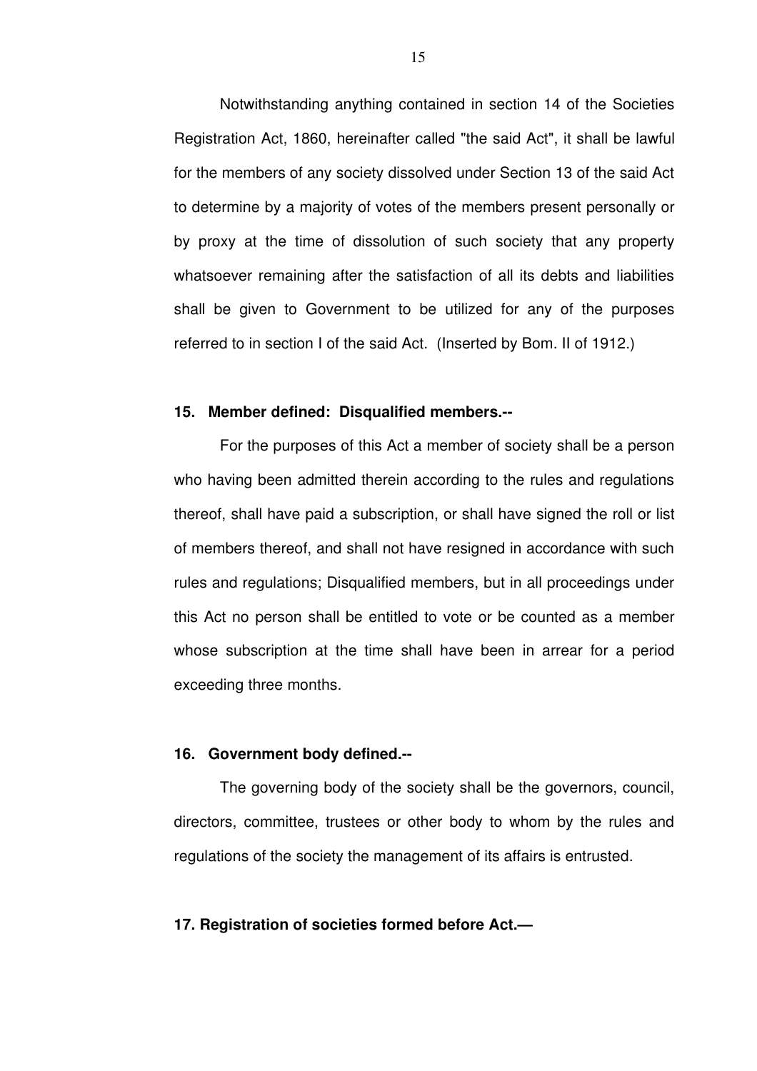Notwithstanding anything contained in section 14 of the Societies Registration Act, 1860, hereinafter called "the said Act", it shall be lawful for the members of any society dissolved under Section 13 of the said Act to determine by a majority of votes of the members present personally or by proxy at the time of dissolution of such society that any property whatsoever remaining after the satisfaction of all its debts and liabilities shall be given to Government to be utilized for any of the purposes referred to in section I of the said Act. (Inserted by Bom. II of 1912.)

**15. Member defined: Disqualified members.--**

For the purposes of this Act a member of society shall be a person who having been admitted therein according to the rules and regulations thereof, shall have paid a subscription, or shall have signed the roll or list of members thereof, and shall not have resigned in accordance with such rules and regulations; Disqualified members, but in all proceedings under this Act no person shall be entitled to vote or be counted as a member whose subscription at the time shall have been in arrear for a period exceeding three months.

**16. Government body defined.--**

The governing body of the society shall be the governors, council, directors, committee, trustees or other body to whom by the rules and regulations of the society the management of its affairs is entrusted.

**17. Registration of societies formed before Act.—**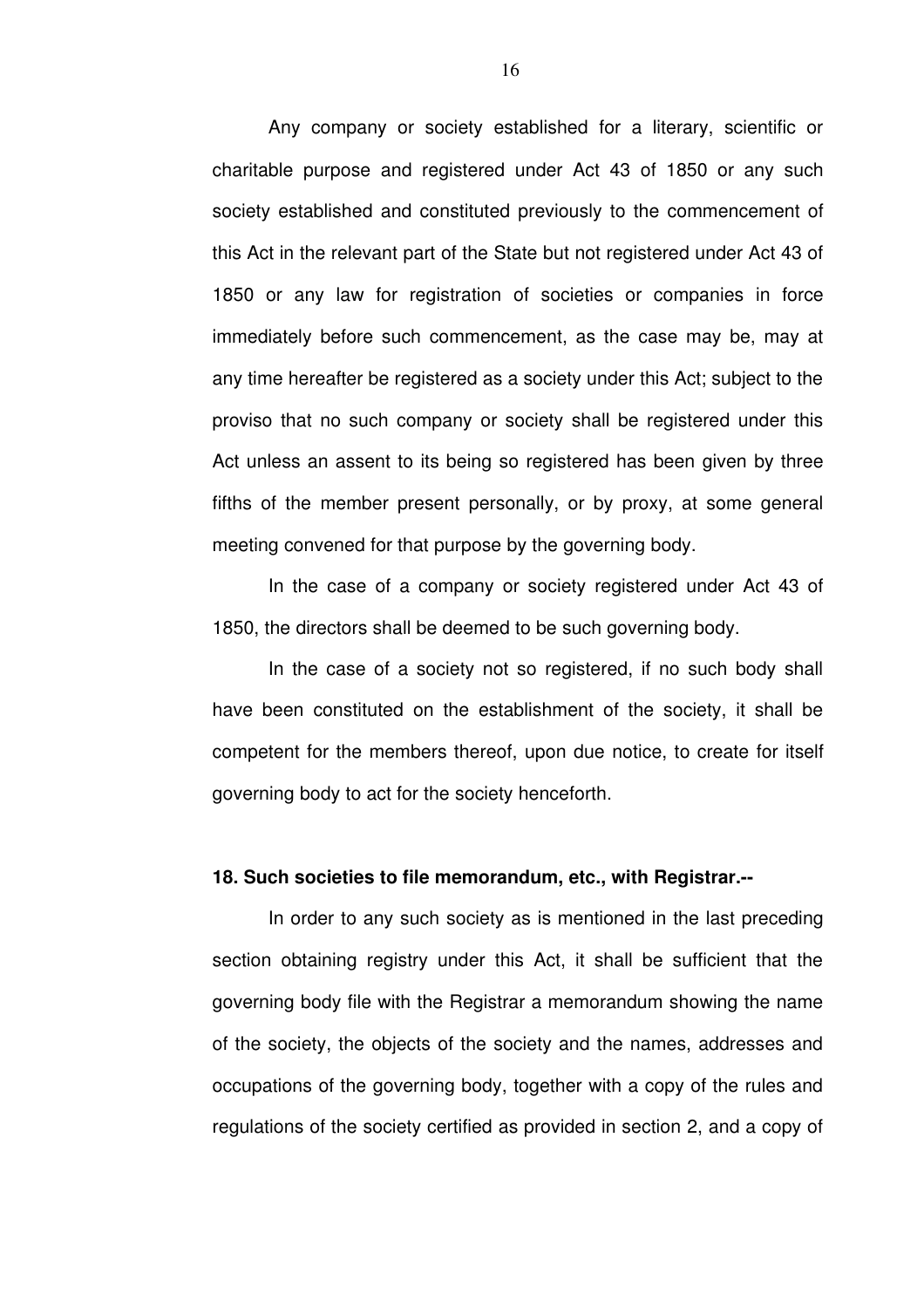Any company or society established for a literary, scientific or charitable purpose and registered under Act 43 of 1850 or any such society established and constituted previously to the commencement of this Act in the relevant part of the State but not registered under Act 43 of 1850 or any law for registration of societies or companies in force immediately before such commencement, as the case may be, may at any time hereafter be registered as a society under this Act; subject to the proviso that no such company or society shall be registered under this Act unless an assent to its being so registered has been given by three fifths of the member present personally, or by proxy, at some general meeting convened for that purpose by the governing body.

In the case of a company or society registered under Act 43 of 1850, the directors shall be deemed to be such governing body.

In the case of a society not so registered, if no such body shall have been constituted on the establishment of the society, it shall be competent for the members thereof, upon due notice, to create for itself governing body to act for the society henceforth.

**18. Such societies to file memorandum, etc., with Registrar.--**

In order to any such society as is mentioned in the last preceding section obtaining registry under this Act, it shall be sufficient that the governing body file with the Registrar a memorandum showing the name of the society, the objects of the society and the names, addresses and occupations of the governing body, together with a copy of the rules and regulations of the society certified as provided in section 2, and a copy of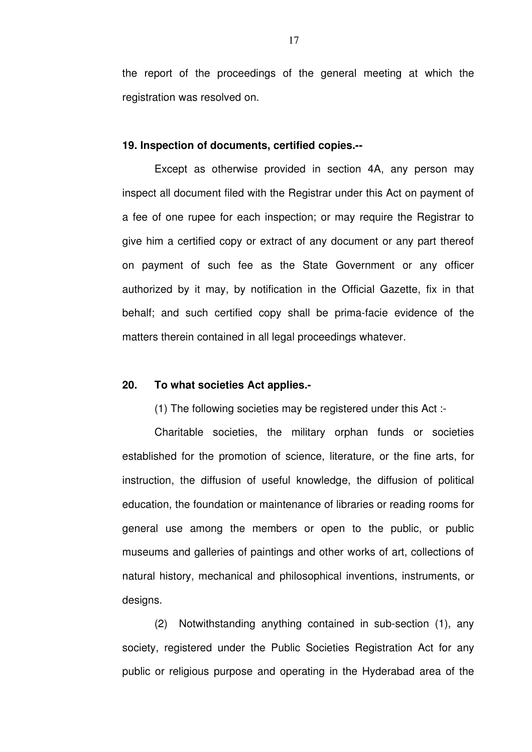the report of the proceedings of the general meeting at which the registration was resolved on.

**19. Inspection of documents, certified copies.--**

Except as otherwise provided in section 4A, any person may inspect all document filed with the Registrar under this Act on payment of a fee of one rupee for each inspection; or may require the Registrar to give him a certified copy or extract of any document or any part thereof on payment of such fee as the State Government or any officer authorized by it may, by notification in the Official Gazette, fix in that behalf; and such certified copy shall be prima-facie evidence of the matters therein contained in all legal proceedings whatever.

**20. To what societies Act applies.-**

(1) The following societies may be registered under this Act :-

Charitable societies, the military orphan funds or societies established for the promotion of science, literature, or the fine arts, for instruction, the diffusion of useful knowledge, the diffusion of political education, the foundation or maintenance of libraries or reading rooms for general use among the members or open to the public, or public museums and galleries of paintings and other works of art, collections of natural history, mechanical and philosophical inventions, instruments, or designs.

(2) Notwithstanding anything contained in sub-section (1), any society, registered under the Public Societies Registration Act for any public or religious purpose and operating in the Hyderabad area of the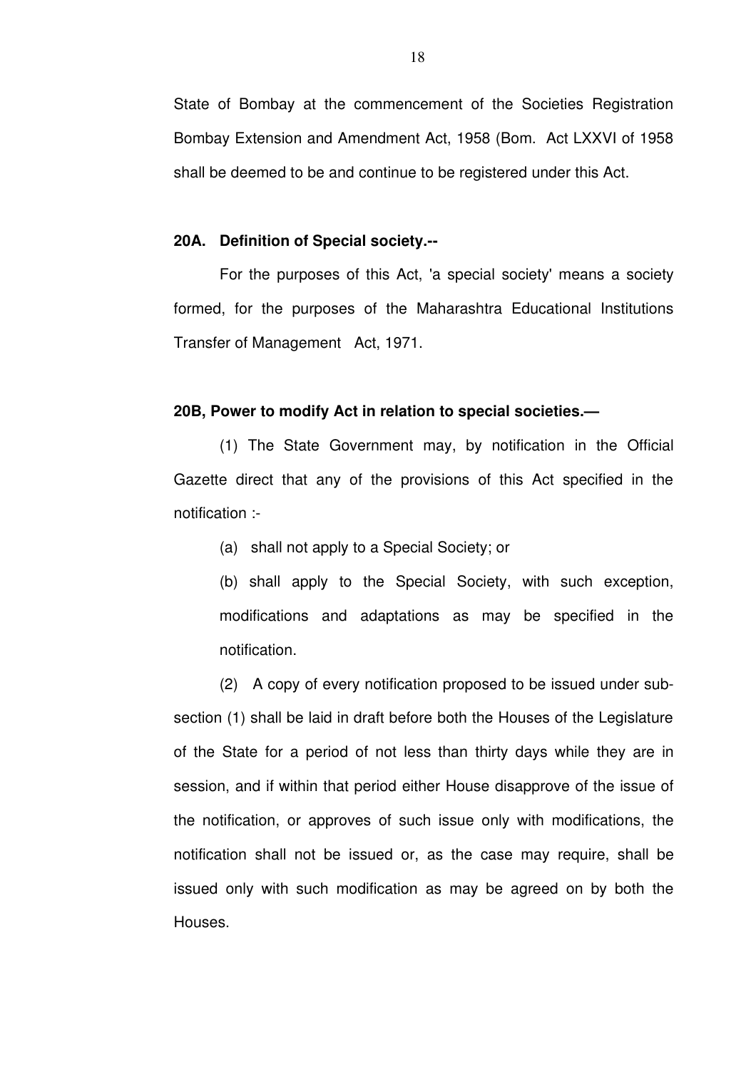State of Bombay at the commencement of the Societies Registration Bombay Extension and Amendment Act, 1958 (Bom. Act LXXVI of 1958 shall be deemed to be and continue to be registered under this Act.

**20A. Definition of Special society.--**

For the purposes of this Act, 'a special society' means a society formed, for the purposes of the Maharashtra Educational Institutions Transfer of Management Act, 1971.

**20B, Power to modify Act in relation to special societies.—**

(1) The State Government may, by notification in the Official Gazette direct that any of the provisions of this Act specified in the notification :-

(a) shall not apply to a Special Society; or

(b) shall apply to the Special Society, with such exception, modifications and adaptations as may be specified in the notification.

(2) A copy of every notification proposed to be issued under sub-section (1) shall be laid in draft before both the Houses of the Legislature of the State for a period of not less than thirty days while they are in session, and if within that period either House disapprove of the issue of the notification, or approves of such issue only with modifications, the notification shall not be issued or, as the case may require, shall be issued only with such modification as may be agreed on by both the Houses.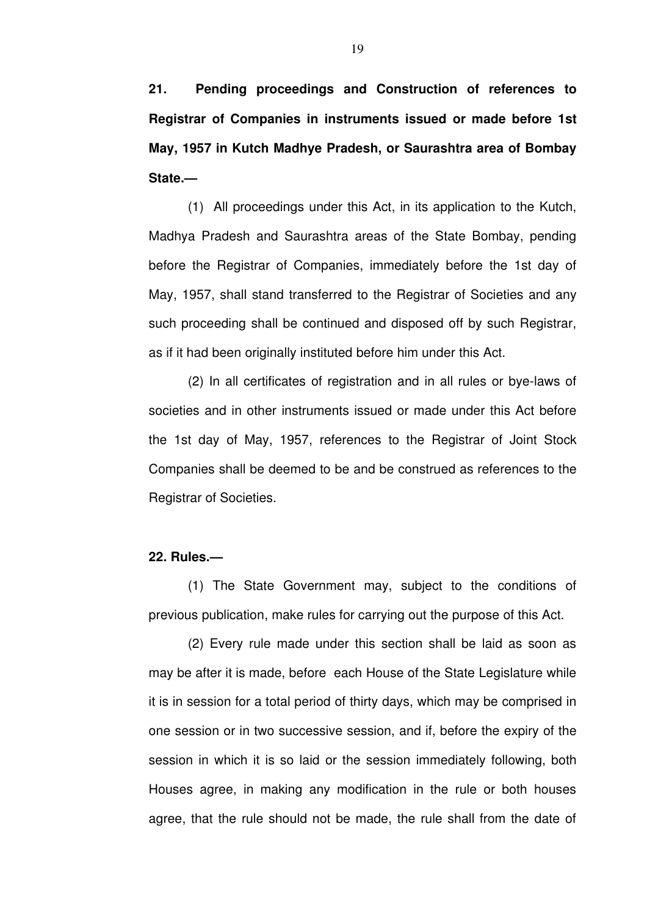**21. Pending proceedings and Construction of references to Registrar of Companies in instruments issued or made before 1st May, 1957 in Kutch Madhye Pradesh, or Saurashtra area of Bombay State.—**

(1) All proceedings under this Act, in its application to the Kutch, Madhya Pradesh and Saurashtra areas of the State Bombay, pending before the Registrar of Companies, immediately before the 1st day of May, 1957, shall stand transferred to the Registrar of Societies and any such proceeding shall be continued and disposed off by such Registrar, as if it had been originally instituted before him under this Act.

(2) In all certificates of registration and in all rules or bye-laws of societies and in other instruments issued or made under this Act before the 1st day of May, 1957, references to the Registrar of Joint Stock Companies shall be deemed to be and be construed as references to the Registrar of Societies.

**22. Rules.—**

(1) The State Government may, subject to the conditions of previous publication, make rules for carrying out the purpose of this Act.

(2) Every rule made under this section shall be laid as soon as may be after it is made, before each House of the State Legislature while it is in session for a total period of thirty days, which may be comprised in one session or in two successive session, and if, before the expiry of the session in which it is so laid or the session immediately following, both Houses agree, in making any modification in the rule or both houses agree, that the rule should not be made, the rule shall from the date of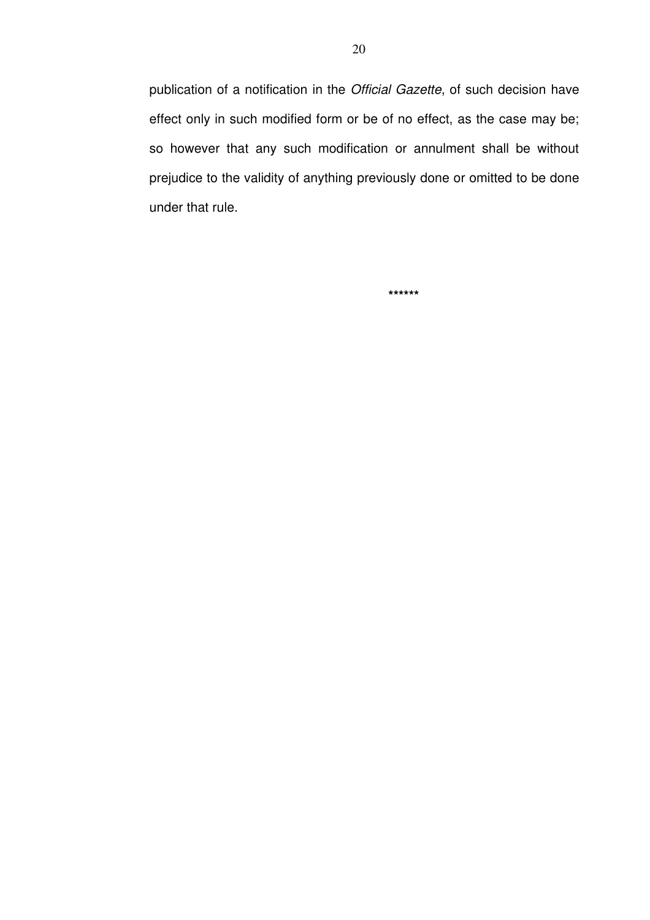publication of a notification in the *Official Gazette*, of such decision have effect only in such modified form or be of no effect, as the case may be; so however that any such modification or annulment shall be without prejudice to the validity of anything previously done or omitted to be done under that rule.

******